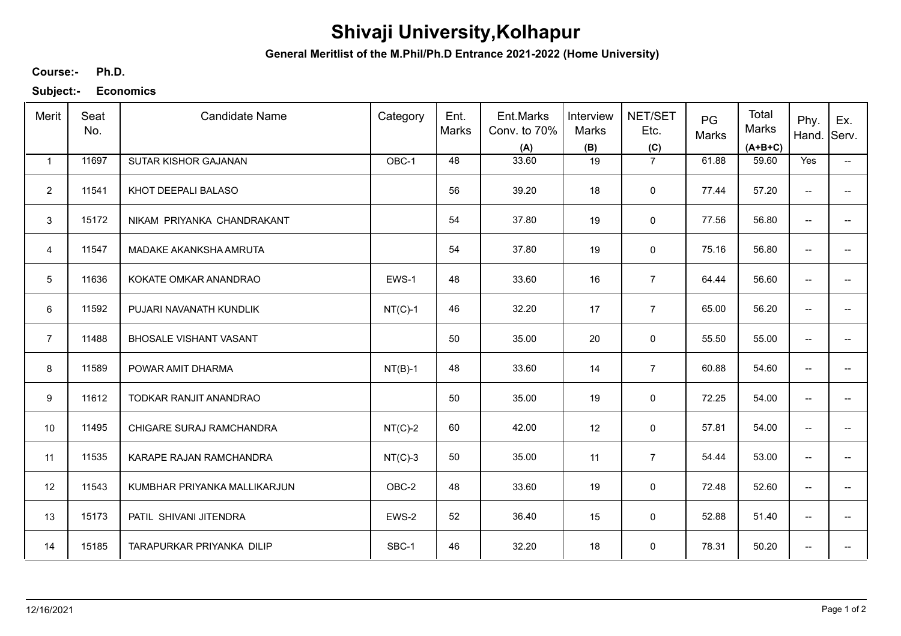# Shivaji University,Kolhapur

**General Meritlist of the M.Phil/Ph.D Entrance 2021-2022 (Home University)**

**Course:-** **Ph.D.**

**Subject:-** **Economics**

| Merit | Seat No. | Candidate Name | Category | Ent. Marks | Ent.Marks Conv. to 70% (A) | Interview Marks (B) | NET/SET Etc. (C) | PG Marks | Total Marks (A+B+C) | Phy. Hand. | Ex. Serv. |
|---|---|---|---|---|---|---|---|---|---|---|---|
| 1 | 11697 | SUTAR KISHOR GAJANAN | OBC-1 | 48 | 33.60 | 19 | 7 | 61.88 | 59.60 | Yes | -- |
| 2 | 11541 | KHOT DEEPALI BALASO | | 56 | 39.20 | 18 | 0 | 77.44 | 57.20 | -- | -- |
| 3 | 15172 | NIKAM PRIYANKA CHANDRAKANT | | 54 | 37.80 | 19 | 0 | 77.56 | 56.80 | -- | -- |
| 4 | 11547 | MADAKE AKANKSHA AMRUTA | | 54 | 37.80 | 19 | 0 | 75.16 | 56.80 | -- | -- |
| 5 | 11636 | KOKATE OMKAR ANANDRAO | EWS-1 | 48 | 33.60 | 16 | 7 | 64.44 | 56.60 | -- | -- |
| 6 | 11592 | PUJARI NAVANATH KUNDLIK | NT(C)-1 | 46 | 32.20 | 17 | 7 | 65.00 | 56.20 | -- | -- |
| 7 | 11488 | BHOSALE VISHANT VASANT | | 50 | 35.00 | 20 | 0 | 55.50 | 55.00 | -- | -- |
| 8 | 11589 | POWAR AMIT DHARMA | NT(B)-1 | 48 | 33.60 | 14 | 7 | 60.88 | 54.60 | -- | -- |
| 9 | 11612 | TODKAR RANJIT ANANDRAO | | 50 | 35.00 | 19 | 0 | 72.25 | 54.00 | -- | -- |
| 10 | 11495 | CHIGARE SURAJ RAMCHANDRA | NT(C)-2 | 60 | 42.00 | 12 | 0 | 57.81 | 54.00 | -- | -- |
| 11 | 11535 | KARAPE RAJAN RAMCHANDRA | NT(C)-3 | 50 | 35.00 | 11 | 7 | 54.44 | 53.00 | -- | -- |
| 12 | 11543 | KUMBHAR PRIYANKA MALLIKARJUN | OBC-2 | 48 | 33.60 | 19 | 0 | 72.48 | 52.60 | -- | -- |
| 13 | 15173 | PATIL SHIVANI JITENDRA | EWS-2 | 52 | 36.40 | 15 | 0 | 52.88 | 51.40 | -- | -- |
| 14 | 15185 | TARAPURKAR PRIYANKA DILIP | SBC-1 | 46 | 32.20 | 18 | 0 | 78.31 | 50.20 | -- | -- |

12/16/2021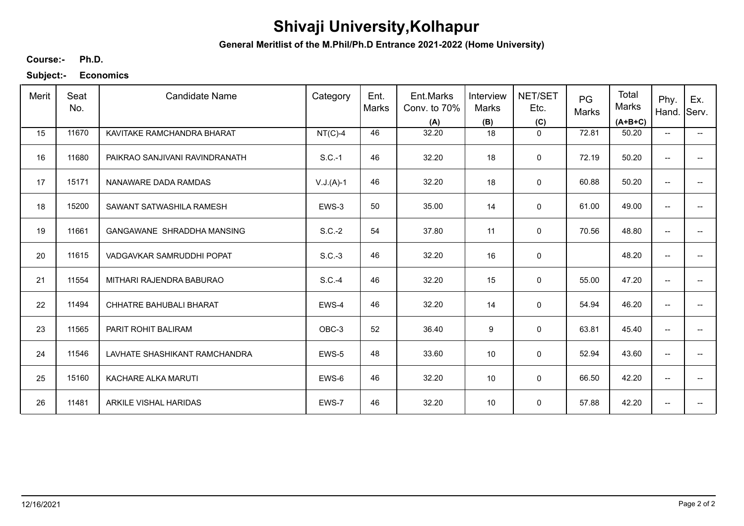# Shivaji University,Kolhapur

**General Meritlist of the M.Phil/Ph.D Entrance 2021-2022 (Home University)**

**Course:-** **Ph.D.**

**Subject:-** **Economics**

| Merit | Seat No. | Candidate Name | Category | Ent. Marks | Ent.Marks Conv. to 70% (A) | Interview Marks (B) | NET/SET Etc. (C) | PG Marks | Total Marks (A+B+C) | Phy. Hand. | Ex. Serv. |
|---|---|---|---|---|---|---|---|---|---|---|---|
| 15 | 11670 | KAVITAKE RAMCHANDRA BHARAT | NT(C)-4 | 46 | 32.20 | 18 | 0 | 72.81 | 50.20 | -- | -- |
| 16 | 11680 | PAIKRAO SANJIVANI RAVINDRANATH | S.C.-1 | 46 | 32.20 | 18 | 0 | 72.19 | 50.20 | -- | -- |
| 17 | 15171 | NANAWARE DADA RAMDAS | V.J.(A)-1 | 46 | 32.20 | 18 | 0 | 60.88 | 50.20 | -- | -- |
| 18 | 15200 | SAWANT SATWASHILA RAMESH | EWS-3 | 50 | 35.00 | 14 | 0 | 61.00 | 49.00 | -- | -- |
| 19 | 11661 | GANGAWANE SHRADDHA MANSING | S.C.-2 | 54 | 37.80 | 11 | 0 | 70.56 | 48.80 | -- | -- |
| 20 | 11615 | VADGAVKAR SAMRUDDHI POPAT | S.C.-3 | 46 | 32.20 | 16 | 0 | | 48.20 | -- | -- |
| 21 | 11554 | MITHARI RAJENDRA BABURAO | S.C.-4 | 46 | 32.20 | 15 | 0 | 55.00 | 47.20 | -- | -- |
| 22 | 11494 | CHHATRE BAHUBALI BHARAT | EWS-4 | 46 | 32.20 | 14 | 0 | 54.94 | 46.20 | -- | -- |
| 23 | 11565 | PARIT ROHIT BALIRAM | OBC-3 | 52 | 36.40 | 9 | 0 | 63.81 | 45.40 | -- | -- |
| 24 | 11546 | LAVHATE SHASHIKANT RAMCHANDRA | EWS-5 | 48 | 33.60 | 10 | 0 | 52.94 | 43.60 | -- | -- |
| 25 | 15160 | KACHARE ALKA MARUTI | EWS-6 | 46 | 32.20 | 10 | 0 | 66.50 | 42.20 | -- | -- |
| 26 | 11481 | ARKILE VISHAL HARIDAS | EWS-7 | 46 | 32.20 | 10 | 0 | 57.88 | 42.20 | -- | -- |

12/16/2021